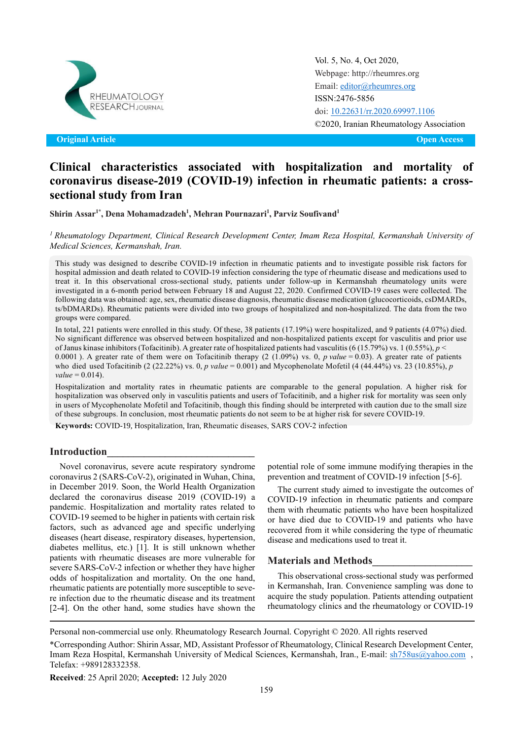Original Article

Open Access

# Clinical characteristics associated with hospitalization and mortality of coronavirus disease-2019 (COVID-19) infection in rheumatic patients: a cross-sectional study from Iran

**Shirin Assar[1*], Dena Mohamadzadeh[1], Mehran Pournazari[1], Parviz Soufivand[1]**

*[1] Rheumatology Department, Clinical Research Development Center, Imam Reza Hospital, Kermanshah University of Medical Sciences, Kermanshah, Iran.*

This study was designed to describe COVID-19 infection in rheumatic patients and to investigate possible risk factors for hospital admission and death related to COVID-19 infection considering the type of rheumatic disease and medications used to treat it. In this observational cross-sectional study, patients under follow-up in Kermanshah rheumatology units were investigated in a 6-month period between February 18 and August 22, 2020. Confirmed COVID-19 cases were collected. The following data was obtained: age, sex, rheumatic disease diagnosis, rheumatic disease medication (glucocorticoids, csDMARDs, ts/bDMARDs). Rheumatic patients were divided into two groups of hospitalized and non-hospitalized. The data from the two groups were compared.

In total, 221 patients were enrolled in this study. Of these, 38 patients (17.19%) were hospitalized, and 9 patients (4.07%) died. No significant difference was observed between hospitalized and non-hospitalized patients except for vasculitis and prior use of Janus kinase inhibitors (Tofacitinib). A greater rate of hospitalized patients had vasculitis (6 (15.79%) vs. 1 (0.55%), $p < 0.0001$ ). A greater rate of them were on Tofacitinib therapy (2 (1.09%) vs. 0, *p value* = 0.03). A greater rate of patients who died used Tofacitinib (2 (22.22%) vs. 0, *p value* = 0.001) and Mycophenolate Mofetil (4 (44.44%) vs. 23 (10.85%), *p value* = 0.014).

Hospitalization and mortality rates in rheumatic patients are comparable to the general population. A higher risk for hospitalization was observed only in vasculitis patients and users of Tofacitinib, and a higher risk for mortality was seen only in users of Mycophenolate Mofetil and Tofacitinib, though this finding should be interpreted with caution due to the small size of these subgroups. In conclusion, most rheumatic patients do not seem to be at higher risk for severe COVID-19.

**Keywords:** COVID-19, Hospitalization, Iran, Rheumatic diseases, SARS COV-2 infection

## Introduction

Novel coronavirus, severe acute respiratory syndrome coronavirus 2 (SARS-CoV-2), originated in Wuhan, China, in December 2019. Soon, the World Health Organization declared the coronavirus disease 2019 (COVID-19) a pandemic. Hospitalization and mortality rates related to COVID-19 seemed to be higher in patients with certain risk factors, such as advanced age and specific underlying diseases (heart disease, respiratory diseases, hypertension, diabetes mellitus, etc.) [1]. It is still unknown whether patients with rheumatic diseases are more vulnerable for severe SARS-CoV-2 infection or whether they have higher odds of hospitalization and mortality. On the one hand, rheumatic patients are potentially more susceptible to severe infection due to the rheumatic disease and its treatment [2-4]. On the other hand, some studies have shown the potential role of some immune modifying therapies in the prevention and treatment of COVID-19 infection [5-6].

The current study aimed to investigate the outcomes of COVID-19 infection in rheumatic patients and compare them with rheumatic patients who have been hospitalized or have died due to COVID-19 and patients who have recovered from it while considering the type of rheumatic disease and medications used to treat it.

## Materials and Methods

This observational cross-sectional study was performed in Kermanshah, Iran. Convenience sampling was done to acquire the study population. Patients attending outpatient rheumatology clinics and the rheumatology or COVID-19

Personal non-commercial use only. Rheumatology Research Journal. Copyright © 2020. All rights reserved

*Corresponding Author: Shirin Assar, MD, Assistant Professor of Rheumatology, Clinical Research Development Center, Imam Reza Hospital, Kermanshah University of Medical Sciences, Kermanshah, Iran., E-mail: sh758us@yahoo.com , Telefax: +989128332358.

**Received**: 25 April 2020; **Accepted:** 12 July 2020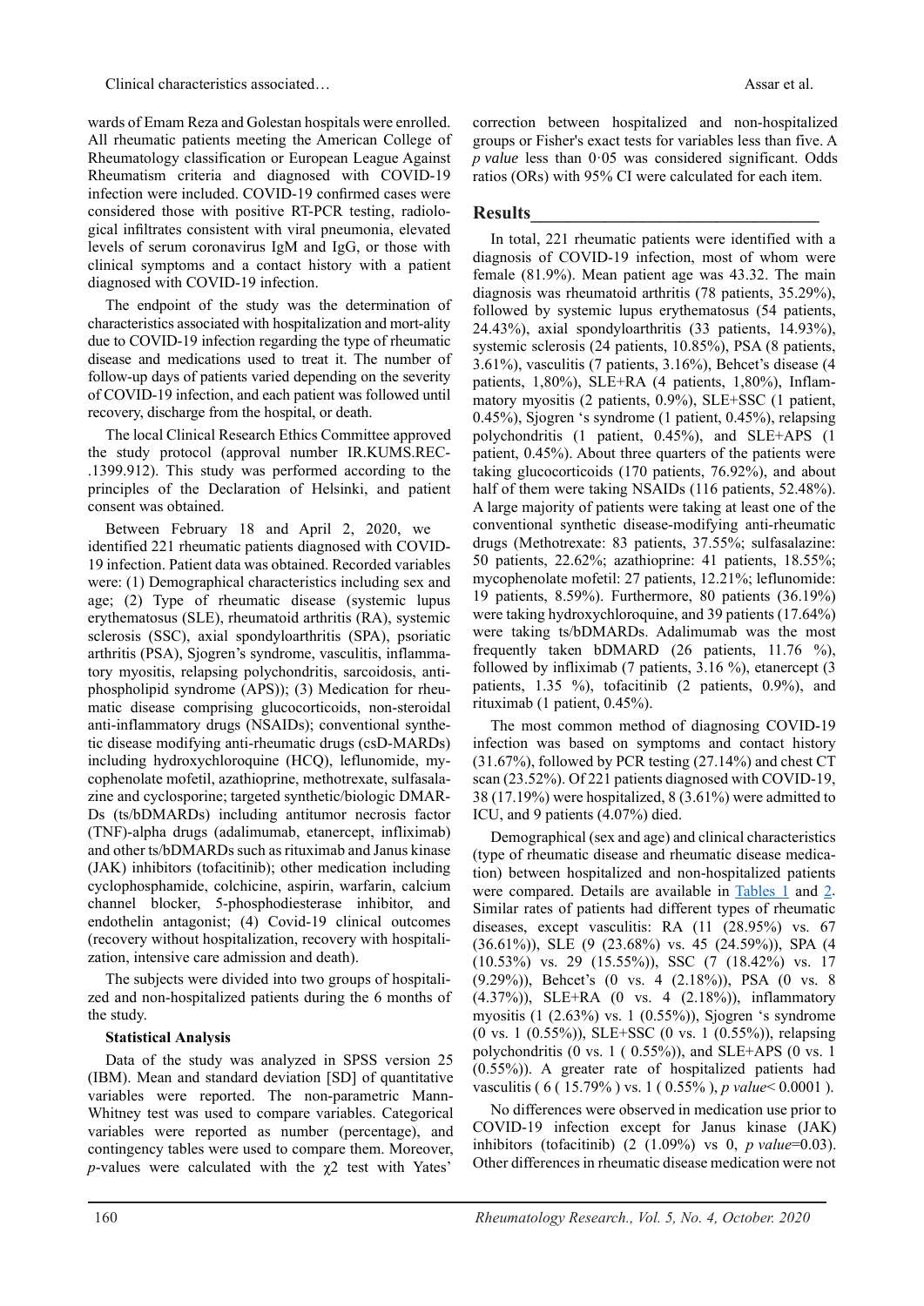wards of Emam Reza and Golestan hospitals were enrolled. All rheumatic patients meeting the American College of Rheumatology classification or European League Against Rheumatism criteria and diagnosed with COVID-19 infection were included. COVID-19 confirmed cases were considered those with positive RT-PCR testing, radiological infiltrates consistent with viral pneumonia, elevated levels of serum coronavirus IgM and IgG, or those with clinical symptoms and a contact history with a patient diagnosed with COVID-19 infection.

The endpoint of the study was the determination of characteristics associated with hospitalization and mort-ality due to COVID-19 infection regarding the type of rheumatic disease and medications used to treat it. The number of follow-up days of patients varied depending on the severity of COVID-19 infection, and each patient was followed until recovery, discharge from the hospital, or death.

The local Clinical Research Ethics Committee approved the study protocol (approval number IR.KUMS.REC-.1399.912). This study was performed according to the principles of the Declaration of Helsinki, and patient consent was obtained.

Between February 18 and April 2, 2020, we identified 221 rheumatic patients diagnosed with COVID-19 infection. Patient data was obtained. Recorded variables were: (1) Demographical characteristics including sex and age; (2) Type of rheumatic disease (systemic lupus erythematosus (SLE), rheumatoid arthritis (RA), systemic sclerosis (SSC), axial spondyloarthritis (SPA), psoriatic arthritis (PSA), Sjogren's syndrome, vasculitis, inflammatory myositis, relapsing polychondritis, sarcoidosis, antiphospholipid syndrome (APS)); (3) Medication for rheumatic disease comprising glucocorticoids, non-steroidal anti-inflammatory drugs (NSAIDs); conventional synthetic disease modifying anti-rheumatic drugs (csD-MARDs) including hydroxychloroquine (HCQ), leflunomide, mycophenolate mofetil, azathioprine, methotrexate, sulfasalazine and cyclosporine; targeted synthetic/biologic DMARDs (ts/bDMARDs) including antitumor necrosis factor (TNF)-alpha drugs (adalimumab, etanercept, infliximab) and other ts/bDMARDs such as rituximab and Janus kinase (JAK) inhibitors (tofacitinib); other medication including cyclophosphamide, colchicine, aspirin, warfarin, calcium channel blocker, 5-phosphodiesterase inhibitor, and endothelin antagonist; (4) Covid-19 clinical outcomes (recovery without hospitalization, recovery with hospitalization, intensive care admission and death).

The subjects were divided into two groups of hospitalized and non-hospitalized patients during the 6 months of the study.

**Statistical Analysis**

Data of the study was analyzed in SPSS version 25 (IBM). Mean and standard deviation [SD] of quantitative variables were reported. The non-parametric Mann-Whitney test was used to compare variables. Categorical variables were reported as number (percentage), and contingency tables were used to compare them. Moreover, *p*-values were calculated with the $\chi 2$ test with Yates' correction between hospitalized and non-hospitalized groups or Fisher's exact tests for variables less than five. A *p value* less than 0·05 was considered significant. Odds ratios (ORs) with 95% CI were calculated for each item.

## Results

In total, 221 rheumatic patients were identified with a diagnosis of COVID-19 infection, most of whom were female (81.9%). Mean patient age was 43.32. The main diagnosis was rheumatoid arthritis (78 patients, 35.29%), followed by systemic lupus erythematosus (54 patients, 24.43%), axial spondyloarthritis (33 patients, 14.93%), systemic sclerosis (24 patients, 10.85%), PSA (8 patients, 3.61%), vasculitis (7 patients, 3.16%), Behcet's disease (4 patients, 1,80%), SLE+RA (4 patients, 1,80%), Inflammatory myositis (2 patients, 0.9%), SLE+SSC (1 patient, 0.45%), Sjogren 's syndrome (1 patient, 0.45%), relapsing polychondritis (1 patient, 0.45%), and SLE+APS (1 patient, 0.45%). About three quarters of the patients were taking glucocorticoids (170 patients, 76.92%), and about half of them were taking NSAIDs (116 patients, 52.48%). A large majority of patients were taking at least one of the conventional synthetic disease-modifying anti-rheumatic drugs (Methotrexate: 83 patients, 37.55%; sulfasalazine: 50 patients, 22.62%; azathioprine: 41 patients, 18.55%; mycophenolate mofetil: 27 patients, 12.21%; leflunomide: 19 patients, 8.59%). Furthermore, 80 patients (36.19%) were taking hydroxychloroquine, and 39 patients (17.64%) were taking ts/bDMARDs. Adalimumab was the most frequently taken bDMARD (26 patients, 11.76 %), followed by infliximab (7 patients, 3.16 %), etanercept (3 patients, 1.35 %), tofacitinib (2 patients, 0.9%), and rituximab (1 patient, 0.45%).

The most common method of diagnosing COVID-19 infection was based on symptoms and contact history (31.67%), followed by PCR testing (27.14%) and chest CT scan (23.52%). Of 221 patients diagnosed with COVID-19, 38 (17.19%) were hospitalized, 8 (3.61%) were admitted to ICU, and 9 patients (4.07%) died.

Demographical (sex and age) and clinical characteristics (type of rheumatic disease and rheumatic disease medication) between hospitalized and non-hospitalized patients were compared. Details are available in Tables 1 and 2. Similar rates of patients had different types of rheumatic diseases, except vasculitis: RA (11 (28.95%) vs. 67 (36.61%)), SLE (9 (23.68%) vs. 45 (24.59%)), SPA (4 (10.53%) vs. 29 (15.55%)), SSC (7 (18.42%) vs. 17 (9.29%)), Behcet's (0 vs. 4 (2.18%)), PSA (0 vs. 8 (4.37%)), SLE+RA (0 vs. 4 (2.18%)), inflammatory myositis (1 (2.63%) vs. 1 (0.55%)), Sjogren 's syndrome (0 vs. 1 (0.55%)), SLE+SSC (0 vs. 1 (0.55%)), relapsing polychondritis (0 vs. 1 ( 0.55%)), and SLE+APS (0 vs. 1 (0.55%)). A greater rate of hospitalized patients had vasculitis ( 6 ( 15.79% ) vs. 1 ( 0.55% ), *p value*< 0.0001 ).

No differences were observed in medication use prior to COVID-19 infection except for Janus kinase (JAK) inhibitors (tofacitinib) (2 (1.09%) vs 0, *p value*=0.03). Other differences in rheumatic disease medication were not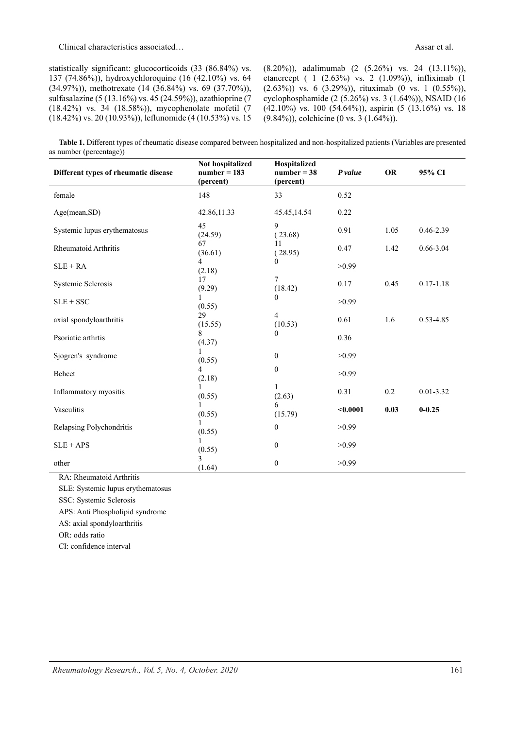statistically significant: glucocorticoids (33 (86.84%) vs. 137 (74.86%)), hydroxychloroquine (16 (42.10%) vs. 64 (34.97%)), methotrexate (14 (36.84%) vs. 69 (37.70%)), sulfasalazine (5 (13.16%) vs. 45 (24.59%)), azathioprine (7 (18.42%) vs. 34 (18.58%)), mycophenolate mofetil (7 (18.42%) vs. 20 (10.93%)), leflunomide (4 (10.53%) vs. 15 (8.20%)), adalimumab (2 (5.26%) vs. 24 (13.11%)), etanercept ( 1 (2.63%) vs. 2 (1.09%)), infliximab (1 (2.63%)) vs. 6 (3.29%)), rituximab (0 vs. 1 (0.55%)), cyclophosphamide (2 (5.26%) vs. 3 (1.64%)), NSAID (16 (42.10%) vs. 100 (54.64%)), aspirin (5 (13.16%) vs. 18 (9.84%)), colchicine (0 vs. 3 (1.64%)).

**Table 1.** Different types of rheumatic disease compared between hospitalized and non-hospitalized patients (Variables are presented as number (percentage))

| Different types of rheumatic disease | Not hospitalized number = 183 (percent) | Hospitalized number = 38 (percent) | *P value* | OR | 95% CI |
|---|---|---|---|---|---|
| female | 148 | 33 | 0.52 | | |
| Age(mean,SD) | 42.86,11.33 | 45.45,14.54 | 0.22 | | |
| Systemic lupus erythematosus | 45 (24.59) | 9 ( 23.68) | 0.91 | 1.05 | 0.46-2.39 |
| Rheumatoid Arthritis | 67 (36.61) | 11 ( 28.95) | 0.47 | 1.42 | 0.66-3.04 |
| SLE + RA | 4 (2.18) | 0 | >0.99 | | |
| Systemic Sclerosis | 17 (9.29) | 7 (18.42) | 0.17 | 0.45 | 0.17-1.18 |
| SLE + SSC | 1 (0.55) | 0 | >0.99 | | |
| axial spondyloarthritis | 29 (15.55) | 4 (10.53) | 0.61 | 1.6 | 0.53-4.85 |
| Psoriatic arthrtis | 8 (4.37) | 0 | 0.36 | | |
| Sjogren's syndrome | 1 (0.55) | 0 | >0.99 | | |
| Behcet | 4 (2.18) | 0 | >0.99 | | |
| Inflammatory myositis | 1 (0.55) | 1 (2.63) | 0.31 | 0.2 | 0.01-3.32 |
| Vasculitis | 1 (0.55) | 6 (15.79) | **<0.0001** | **0.03** | **0-0.25** |
| Relapsing Polychondritis | 1 (0.55) | 0 | >0.99 | | |
| SLE + APS | 1 (0.55) | 0 | >0.99 | | |
| other | 3 (1.64) | 0 | >0.99 | | |

RA: Rheumatoid Arthritis

SLE: Systemic lupus erythematosus

SSC: Systemic Sclerosis

APS: Anti Phospholipid syndrome

AS: axial spondyloarthritis

OR: odds ratio

CI: confidence interval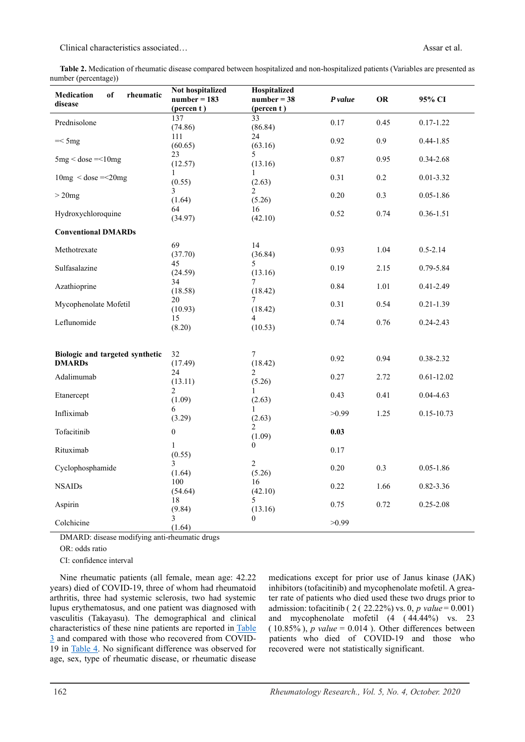**Table 2.** Medication of rheumatic disease compared between hospitalized and non-hospitalized patients (Variables are presented as number (percentage))

| Medication of rheumatic disease | Not hospitalized number = 183 (percen t ) | Hospitalized number = 38 (percen t ) | *P value* | OR | 95% CI |
|---|---|---|---|---|---|
| Prednisolone | 137 (74.86) | 33 (86.84) | 0.17 | 0.45 | 0.17-1.22 |
| =< 5mg | 111 (60.65) | 24 (63.16) | 0.92 | 0.9 | 0.44-1.85 |
| 5mg < dose =<10mg | 23 (12.57) | 5 (13.16) | 0.87 | 0.95 | 0.34-2.68 |
| 10mg < dose =<20mg | 1 (0.55) | 1 (2.63) | 0.31 | 0.2 | 0.01-3.32 |
| > 20mg | 3 (1.64) | 2 (5.26) | 0.20 | 0.3 | 0.05-1.86 |
| Hydroxychloroquine | 64 (34.97) | 16 (42.10) | 0.52 | 0.74 | 0.36-1.51 |
| **Conventional DMARDs** | | | | | |
| Methotrexate | 69 (37.70) | 14 (36.84) | 0.93 | 1.04 | 0.5-2.14 |
| Sulfasalazine | 45 (24.59) | 5 (13.16) | 0.19 | 2.15 | 0.79-5.84 |
| Azathioprine | 34 (18.58) | 7 (18.42) | 0.84 | 1.01 | 0.41-2.49 |
| Mycophenolate Mofetil | 20 (10.93) | 7 (18.42) | 0.31 | 0.54 | 0.21-1.39 |
| Leflunomide | 15 (8.20) | 4 (10.53) | 0.74 | 0.76 | 0.24-2.43 |
| **Biologic and targeted synthetic DMARDs** | 32 (17.49) | 7 (18.42) | 0.92 | 0.94 | 0.38-2.32 |
| Adalimumab | 24 (13.11) | 2 (5.26) | 0.27 | 2.72 | 0.61-12.02 |
| Etanercept | 2 (1.09) | 1 (2.63) | 0.43 | 0.41 | 0.04-4.63 |
| Infliximab | 6 (3.29) | 1 (2.63) | >0.99 | 1.25 | 0.15-10.73 |
| Tofacitinib | 0 | 2 (1.09) | **0.03** | | |
| Rituximab | 1 (0.55) | 0 | 0.17 | | |
| Cyclophosphamide | 3 (1.64) | 2 (5.26) | 0.20 | 0.3 | 0.05-1.86 |
| NSAIDs | 100 (54.64) | 16 (42.10) | 0.22 | 1.66 | 0.82-3.36 |
| Aspirin | 18 (9.84) | 5 (13.16) | 0.75 | 0.72 | 0.25-2.08 |
| Colchicine | 3 (1.64) | 0 | >0.99 | | |

DMARD: disease modifying anti-rheumatic drugs

OR: odds ratio

CI: confidence interval

Nine rheumatic patients (all female, mean age: 42.22 years) died of COVID-19, three of whom had rheumatoid arthritis, three had systemic sclerosis, two had systemic lupus erythematosus, and one patient was diagnosed with vasculitis (Takayasu). The demographical and clinical characteristics of these nine patients are reported in Table 3 and compared with those who recovered from COVID-19 in Table 4. No significant difference was observed for age, sex, type of rheumatic disease, or rheumatic disease medications except for prior use of Janus kinase (JAK) inhibitors (tofacitinib) and mycophenolate mofetil. A greater rate of patients who died used these two drugs prior to admission: tofacitinib ( 2 ( 22.22%) vs. 0, *p value* = 0.001) and mycophenolate mofetil (4 ( 44.44%) vs. 23 ( 10.85% ), *p value* = 0.014 ). Other differences between patients who died of COVID-19 and those who recovered were not statistically significant.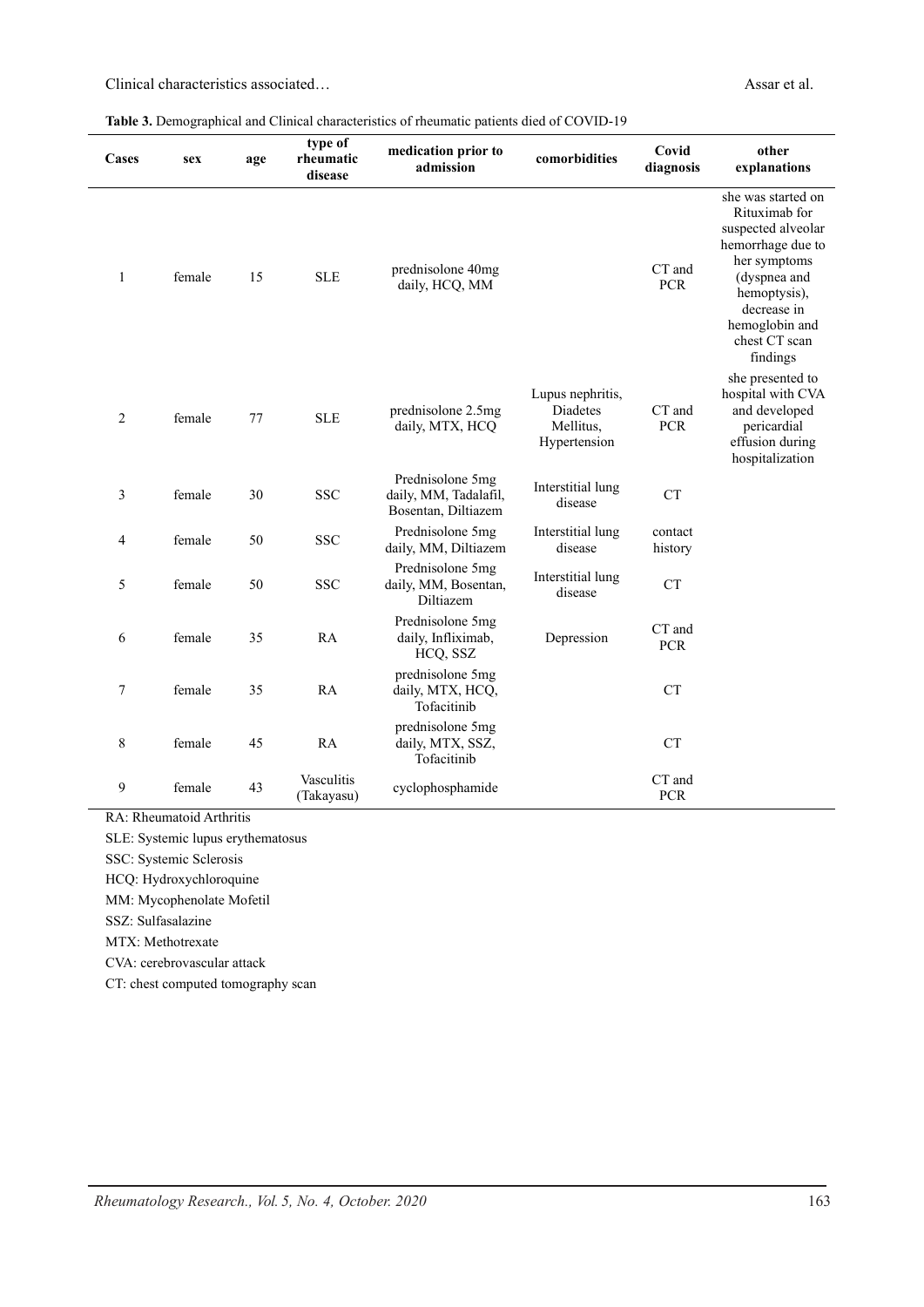**Table 3.** Demographical and Clinical characteristics of rheumatic patients died of COVID-19

| Cases | sex | age | type of rheumatic disease | medication prior to admission | comorbidities | Covid diagnosis | other explanations |
|---|---|---|---|---|---|---|---|
| 1 | female | 15 | SLE | prednisolone 40mg daily, HCQ, MM | | CT and PCR | she was started on Rituximab for suspected alveolar hemorrhage due to her symptoms (dyspnea and hemoptysis), decrease in hemoglobin and chest CT scan findings |
| 2 | female | 77 | SLE | prednisolone 2.5mg daily, MTX, HCQ | Lupus nephritis, Diadetes Mellitus, Hypertension | CT and PCR | she presented to hospital with CVA and developed pericardial effusion during hospitalization |
| 3 | female | 30 | SSC | Prednisolone 5mg daily, MM, Tadalafil, Bosentan, Diltiazem | Interstitial lung disease | CT | |
| 4 | female | 50 | SSC | Prednisolone 5mg daily, MM, Diltiazem | Interstitial lung disease | contact history | |
| 5 | female | 50 | SSC | Prednisolone 5mg daily, MM, Bosentan, Diltiazem | Interstitial lung disease | CT | |
| 6 | female | 35 | RA | Prednisolone 5mg daily, Infliximab, HCQ, SSZ | Depression | CT and PCR | |
| 7 | female | 35 | RA | prednisolone 5mg daily, MTX, HCQ, Tofacitinib | | CT | |
| 8 | female | 45 | RA | prednisolone 5mg daily, MTX, SSZ, Tofacitinib | | CT | |
| 9 | female | 43 | Vasculitis (Takayasu) | cyclophosphamide | | CT and PCR | |

RA: Rheumatoid Arthritis

SLE: Systemic lupus erythematosus

SSC: Systemic Sclerosis

HCQ: Hydroxychloroquine

MM: Mycophenolate Mofetil

SSZ: Sulfasalazine

MTX: Methotrexate

CVA: cerebrovascular attack

CT: chest computed tomography scan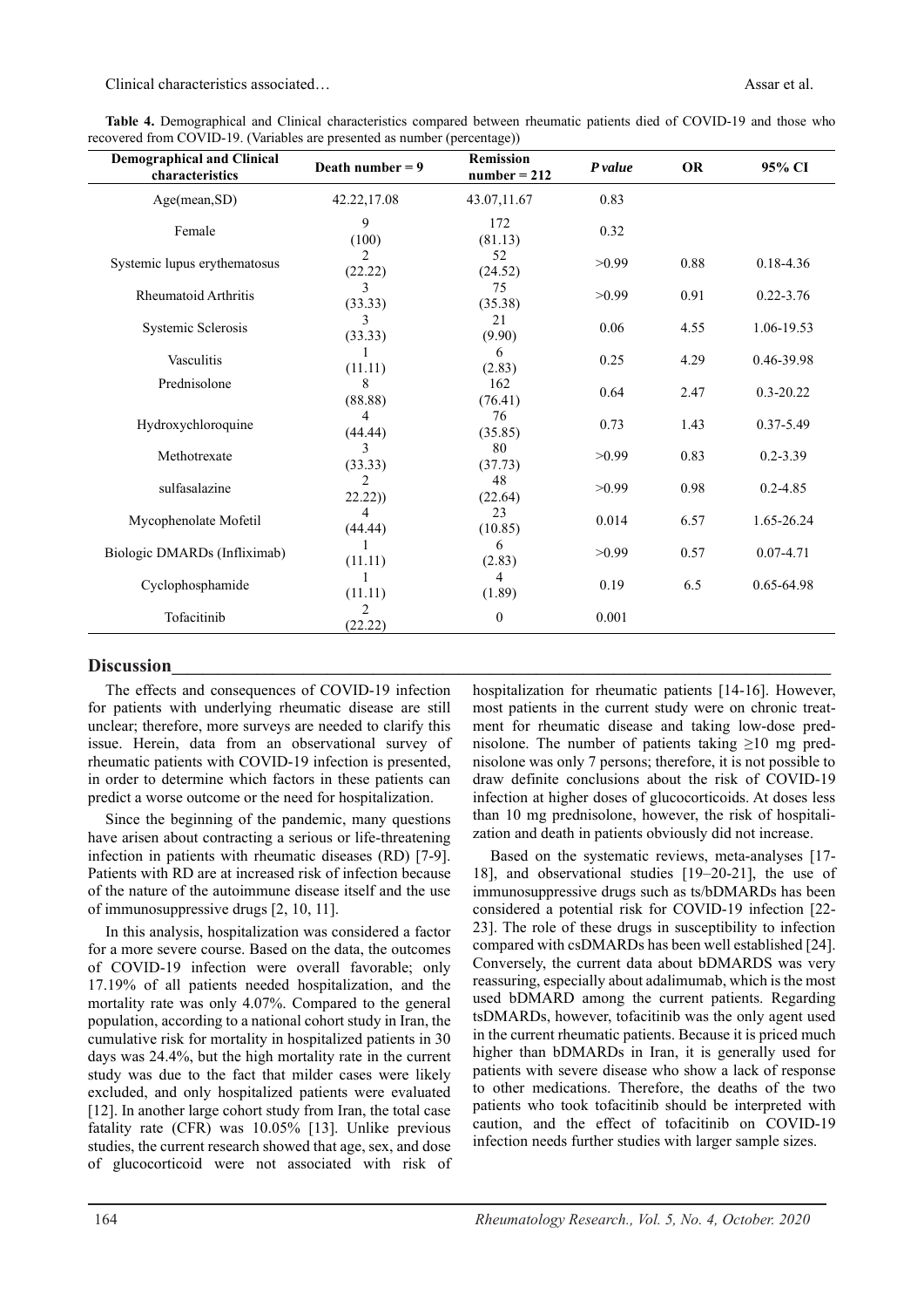**Table 4.** Demographical and Clinical characteristics compared between rheumatic patients died of COVID-19 and those who recovered from COVID-19. (Variables are presented as number (percentage))

| Demographical and Clinical characteristics | Death number = 9 | Remission number = 212 | *P value* | OR | 95% CI |
|---|---|---|---|---|---|
| Age(mean,SD) | 42.22,17.08 | 43.07,11.67 | 0.83 | | |
| Female | 9 (100) | 172 (81.13) | 0.32 | | |
| Systemic lupus erythematosus | 2 (22.22) | 52 (24.52) | >0.99 | 0.88 | 0.18-4.36 |
| Rheumatoid Arthritis | 3 (33.33) | 75 (35.38) | >0.99 | 0.91 | 0.22-3.76 |
| Systemic Sclerosis | 3 (33.33) | 21 (9.90) | 0.06 | 4.55 | 1.06-19.53 |
| Vasculitis | 1 (11.11) | 6 (2.83) | 0.25 | 4.29 | 0.46-39.98 |
| Prednisolone | 8 (88.88) | 162 (76.41) | 0.64 | 2.47 | 0.3-20.22 |
| Hydroxychloroquine | 4 (44.44) | 76 (35.85) | 0.73 | 1.43 | 0.37-5.49 |
| Methotrexate | 3 (33.33) | 80 (37.73) | >0.99 | 0.83 | 0.2-3.39 |
| sulfasalazine | 2 22.22)) | 48 (22.64) | >0.99 | 0.98 | 0.2-4.85 |
| Mycophenolate Mofetil | 4 (44.44) | 23 (10.85) | 0.014 | 6.57 | 1.65-26.24 |
| Biologic DMARDs (Infliximab) | 1 (11.11) | 6 (2.83) | >0.99 | 0.57 | 0.07-4.71 |
| Cyclophosphamide | 1 (11.11) | 4 (1.89) | 0.19 | 6.5 | 0.65-64.98 |
| Tofacitinib | 2 (22.22) | 0 | 0.001 | | |

## Discussion

The effects and consequences of COVID-19 infection for patients with underlying rheumatic disease are still unclear; therefore, more surveys are needed to clarify this issue. Herein, data from an observational survey of rheumatic patients with COVID-19 infection is presented, in order to determine which factors in these patients can predict a worse outcome or the need for hospitalization.

Since the beginning of the pandemic, many questions have arisen about contracting a serious or life-threatening infection in patients with rheumatic diseases (RD) [7-9]. Patients with RD are at increased risk of infection because of the nature of the autoimmune disease itself and the use of immunosuppressive drugs [2, 10, 11].

In this analysis, hospitalization was considered a factor for a more severe course. Based on the data, the outcomes of COVID-19 infection were overall favorable; only 17.19% of all patients needed hospitalization, and the mortality rate was only 4.07%. Compared to the general population, according to a national cohort study in Iran, the cumulative risk for mortality in hospitalized patients in 30 days was 24.4%, but the high mortality rate in the current study was due to the fact that milder cases were likely excluded, and only hospitalized patients were evaluated [12]. In another large cohort study from Iran, the total case fatality rate (CFR) was 10.05% [13]. Unlike previous studies, the current research showed that age, sex, and dose of glucocorticoid were not associated with risk of hospitalization for rheumatic patients [14-16]. However, most patients in the current study were on chronic treatment for rheumatic disease and taking low-dose prednisolone. The number of patients taking ≥10 mg prednisolone was only 7 persons; therefore, it is not possible to draw definite conclusions about the risk of COVID-19 infection at higher doses of glucocorticoids. At doses less than 10 mg prednisolone, however, the risk of hospitalization and death in patients obviously did not increase.

Based on the systematic reviews, meta-analyses [17-18], and observational studies [19–20-21], the use of immunosuppressive drugs such as ts/bDMARDs has been considered a potential risk for COVID-19 infection [22-23]. The role of these drugs in susceptibility to infection compared with csDMARDs has been well established [24]. Conversely, the current data about bDMARDS was very reassuring, especially about adalimumab, which is the most used bDMARD among the current patients. Regarding tsDMARDs, however, tofacitinib was the only agent used in the current rheumatic patients. Because it is priced much higher than bDMARDs in Iran, it is generally used for patients with severe disease who show a lack of response to other medications. Therefore, the deaths of the two patients who took tofacitinib should be interpreted with caution, and the effect of tofacitinib on COVID-19 infection needs further studies with larger sample sizes.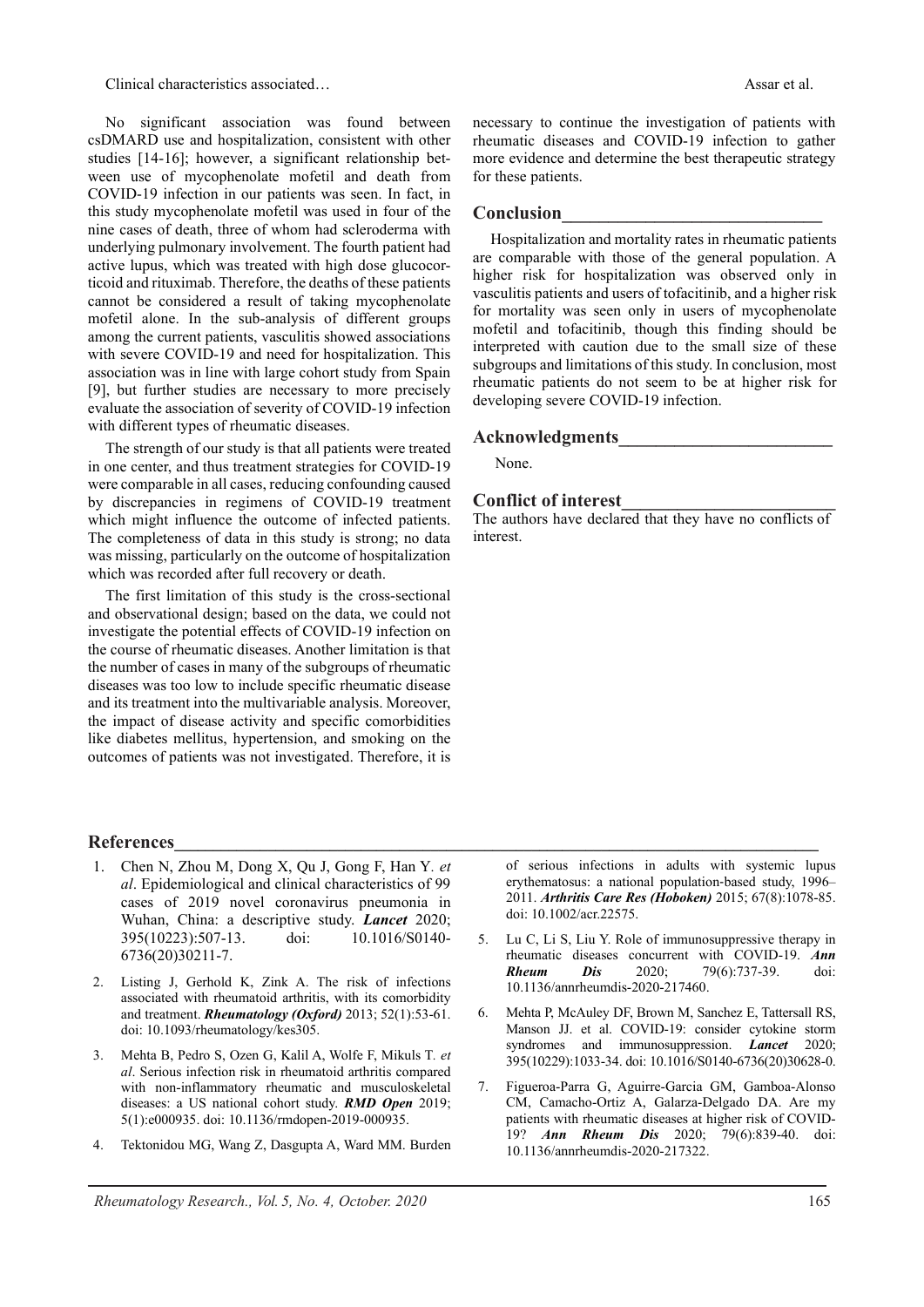No significant association was found between csDMARD use and hospitalization, consistent with other studies [14-16]; however, a significant relationship between use of mycophenolate mofetil and death from COVID-19 infection in our patients was seen. In fact, in this study mycophenolate mofetil was used in four of the nine cases of death, three of whom had scleroderma with underlying pulmonary involvement. The fourth patient had active lupus, which was treated with high dose glucocorticoid and rituximab. Therefore, the deaths of these patients cannot be considered a result of taking mycophenolate mofetil alone. In the sub-analysis of different groups among the current patients, vasculitis showed associations with severe COVID-19 and need for hospitalization. This association was in line with large cohort study from Spain [9], but further studies are necessary to more precisely evaluate the association of severity of COVID-19 infection with different types of rheumatic diseases.

The strength of our study is that all patients were treated in one center, and thus treatment strategies for COVID-19 were comparable in all cases, reducing confounding caused by discrepancies in regimens of COVID-19 treatment which might influence the outcome of infected patients. The completeness of data in this study is strong; no data was missing, particularly on the outcome of hospitalization which was recorded after full recovery or death.

The first limitation of this study is the cross-sectional and observational design; based on the data, we could not investigate the potential effects of COVID-19 infection on the course of rheumatic diseases. Another limitation is that the number of cases in many of the subgroups of rheumatic diseases was too low to include specific rheumatic disease and its treatment into the multivariable analysis. Moreover, the impact of disease activity and specific comorbidities like diabetes mellitus, hypertension, and smoking on the outcomes of patients was not investigated. Therefore, it is necessary to continue the investigation of patients with rheumatic diseases and COVID-19 infection to gather more evidence and determine the best therapeutic strategy for these patients.

## Conclusion

Hospitalization and mortality rates in rheumatic patients are comparable with those of the general population. A higher risk for hospitalization was observed only in vasculitis patients and users of tofacitinib, and a higher risk for mortality was seen only in users of mycophenolate mofetil and tofacitinib, though this finding should be interpreted with caution due to the small size of these subgroups and limitations of this study. In conclusion, most rheumatic patients do not seem to be at higher risk for developing severe COVID-19 infection.

## Acknowledgments

None.

## Conflict of interest

The authors have declared that they have no conflicts of interest.

## References

1. Chen N, Zhou M, Dong X, Qu J, Gong F, Han Y. *et al*. Epidemiological and clinical characteristics of 99 cases of 2019 novel coronavirus pneumonia in Wuhan, China: a descriptive study. ***Lancet*** 2020; 395(10223):507-13. doi: 10.1016/S0140-6736(20)30211-7.
2. Listing J, Gerhold K, Zink A. The risk of infections associated with rheumatoid arthritis, with its comorbidity and treatment. ***Rheumatology (Oxford)*** 2013; 52(1):53-61. doi: 10.1093/rheumatology/kes305.
3. Mehta B, Pedro S, Ozen G, Kalil A, Wolfe F, Mikuls T. *et al*. Serious infection risk in rheumatoid arthritis compared with non-inflammatory rheumatic and musculoskeletal diseases: a US national cohort study. ***RMD Open*** 2019; 5(1):e000935. doi: 10.1136/rmdopen-2019-000935.
4. Tektonidou MG, Wang Z, Dasgupta A, Ward MM. Burden of serious infections in adults with systemic lupus erythematosus: a national population-based study, 1996–2011. ***Arthritis Care Res (Hoboken)*** 2015; 67(8):1078-85. doi: 10.1002/acr.22575.
5. Lu C, Li S, Liu Y. Role of immunosuppressive therapy in rheumatic diseases concurrent with COVID-19. ***Ann Rheum Dis*** 2020; 79(6):737-39. doi: 10.1136/annrheumdis-2020-217460.
6. Mehta P, McAuley DF, Brown M, Sanchez E, Tattersall RS, Manson JJ. et al. COVID-19: consider cytokine storm syndromes and immunosuppression. ***Lancet*** 2020; 395(10229):1033-34. doi: 10.1016/S0140-6736(20)30628-0.
7. Figueroa-Parra G, Aguirre-Garcia GM, Gamboa-Alonso CM, Camacho-Ortiz A, Galarza-Delgado DA. Are my patients with rheumatic diseases at higher risk of COVID-19? ***Ann Rheum Dis*** 2020; 79(6):839-40. doi: 10.1136/annrheumdis-2020-217322.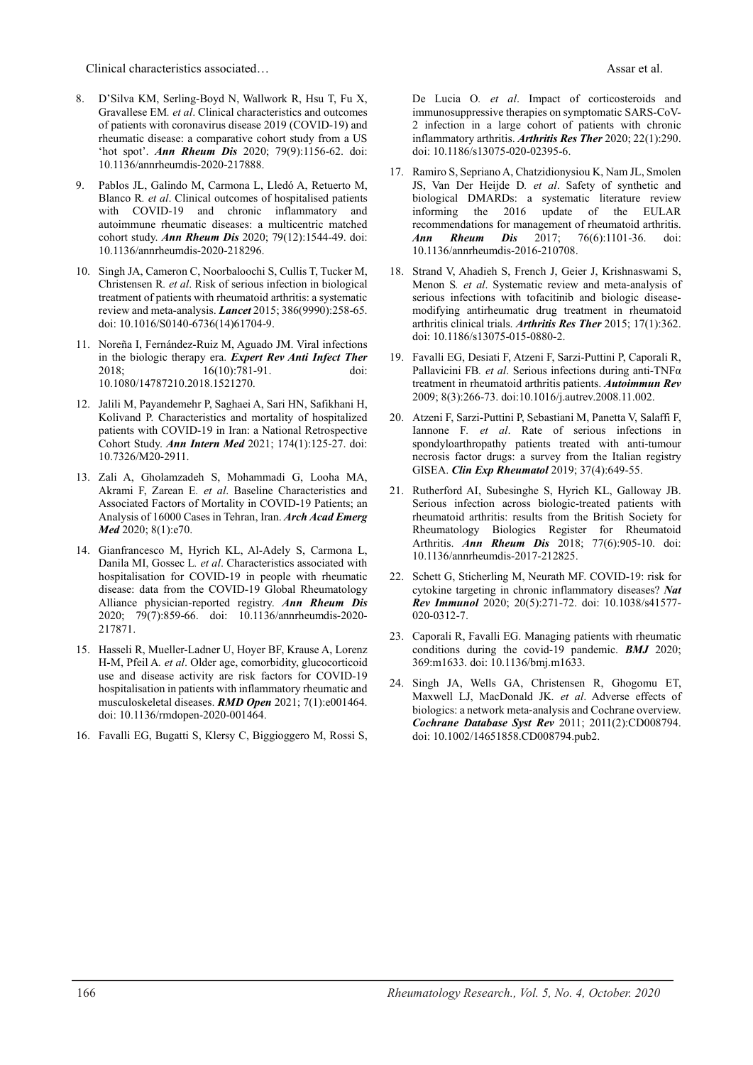8. D'Silva KM, Serling-Boyd N, Wallwork R, Hsu T, Fu X, Gravallese EM. *et al*. Clinical characteristics and outcomes of patients with coronavirus disease 2019 (COVID-19) and rheumatic disease: a comparative cohort study from a US 'hot spot'. ***Ann Rheum Dis*** 2020; 79(9):1156-62. doi: 10.1136/annrheumdis-2020-217888.

9. Pablos JL, Galindo M, Carmona L, Lledó A, Retuerto M, Blanco R. *et al*. Clinical outcomes of hospitalised patients with COVID-19 and chronic inflammatory and autoimmune rheumatic diseases: a multicentric matched cohort study. ***Ann Rheum Dis*** 2020; 79(12):1544-49. doi: 10.1136/annrheumdis-2020-218296.

10. Singh JA, Cameron C, Noorbaloochi S, Cullis T, Tucker M, Christensen R. *et al*. Risk of serious infection in biological treatment of patients with rheumatoid arthritis: a systematic review and meta-analysis. ***Lancet*** 2015; 386(9990):258-65. doi: 10.1016/S0140-6736(14)61704-9.

11. Noreña I, Fernández-Ruiz M, Aguado JM. Viral infections in the biologic therapy era. ***Expert Rev Anti Infect Ther*** 2018; 16(10):781-91. doi: 10.1080/14787210.2018.1521270.

12. Jalili M, Payandemehr P, Saghaei A, Sari HN, Safikhani H, Kolivand P. Characteristics and mortality of hospitalized patients with COVID-19 in Iran: a National Retrospective Cohort Study. ***Ann Intern Med*** 2021; 174(1):125-27. doi: 10.7326/M20-2911.

13. Zali A, Gholamzadeh S, Mohammadi G, Looha MA, Akrami F, Zarean E. *et al*. Baseline Characteristics and Associated Factors of Mortality in COVID-19 Patients; an Analysis of 16000 Cases in Tehran, Iran. ***Arch Acad Emerg Med*** 2020; 8(1):e70.

14. Gianfrancesco M, Hyrich KL, Al-Adely S, Carmona L, Danila MI, Gossec L. *et al*. Characteristics associated with hospitalisation for COVID-19 in people with rheumatic disease: data from the COVID-19 Global Rheumatology Alliance physician-reported registry. ***Ann Rheum Dis*** 2020; 79(7):859-66. doi: 10.1136/annrheumdis-2020-217871.

15. Hasseli R, Mueller-Ladner U, Hoyer BF, Krause A, Lorenz H-M, Pfeil A. *et al*. Older age, comorbidity, glucocorticoid use and disease activity are risk factors for COVID-19 hospitalisation in patients with inflammatory rheumatic and musculoskeletal diseases. ***RMD Open*** 2021; 7(1):e001464. doi: 10.1136/rmdopen-2020-001464.

16. Favalli EG, Bugatti S, Klersy C, Biggioggero M, Rossi S, De Lucia O. *et al*. Impact of corticosteroids and immunosuppressive therapies on symptomatic SARS-CoV-2 infection in a large cohort of patients with chronic inflammatory arthritis. ***Arthritis Res Ther*** 2020; 22(1):290. doi: 10.1186/s13075-020-02395-6.

17. Ramiro S, Sepriano A, Chatzidionysiou K, Nam JL, Smolen JS, Van Der Heijde D. *et al*. Safety of synthetic and biological DMARDs: a systematic literature review informing the 2016 update of the EULAR recommendations for management of rheumatoid arthritis. ***Ann Rheum Dis*** 2017; 76(6):1101-36. doi: 10.1136/annrheumdis-2016-210708.

18. Strand V, Ahadieh S, French J, Geier J, Krishnaswami S, Menon S. *et al*. Systematic review and meta-analysis of serious infections with tofacitinib and biologic disease-modifying antirheumatic drug treatment in rheumatoid arthritis clinical trials. ***Arthritis Res Ther*** 2015; 17(1):362. doi: 10.1186/s13075-015-0880-2.

19. Favalli EG, Desiati F, Atzeni F, Sarzi-Puttini P, Caporali R, Pallavicini FB. *et al*. Serious infections during anti-TNFα treatment in rheumatoid arthritis patients. ***Autoimmun Rev*** 2009; 8(3):266-73. doi:10.1016/j.autrev.2008.11.002.

20. Atzeni F, Sarzi-Puttini P, Sebastiani M, Panetta V, Salaffi F, Iannone F. *et al*. Rate of serious infections in spondyloarthropathy patients treated with anti-tumour necrosis factor drugs: a survey from the Italian registry GISEA. ***Clin Exp Rheumatol*** 2019; 37(4):649-55.

21. Rutherford AI, Subesinghe S, Hyrich KL, Galloway JB. Serious infection across biologic-treated patients with rheumatoid arthritis: results from the British Society for Rheumatology Biologics Register for Rheumatoid Arthritis. ***Ann Rheum Dis*** 2018; 77(6):905-10. doi: 10.1136/annrheumdis-2017-212825.

22. Schett G, Sticherling M, Neurath MF. COVID-19: risk for cytokine targeting in chronic inflammatory diseases? ***Nat Rev Immunol*** 2020; 20(5):271-72. doi: 10.1038/s41577-020-0312-7.

23. Caporali R, Favalli EG. Managing patients with rheumatic conditions during the covid-19 pandemic. ***BMJ*** 2020; 369:m1633. doi: 10.1136/bmj.m1633.

24. Singh JA, Wells GA, Christensen R, Ghogomu ET, Maxwell LJ, MacDonald JK. *et al*. Adverse effects of biologics: a network meta-analysis and Cochrane overview. ***Cochrane Database Syst Rev*** 2011; 2011(2):CD008794. doi: 10.1002/14651858.CD008794.pub2.